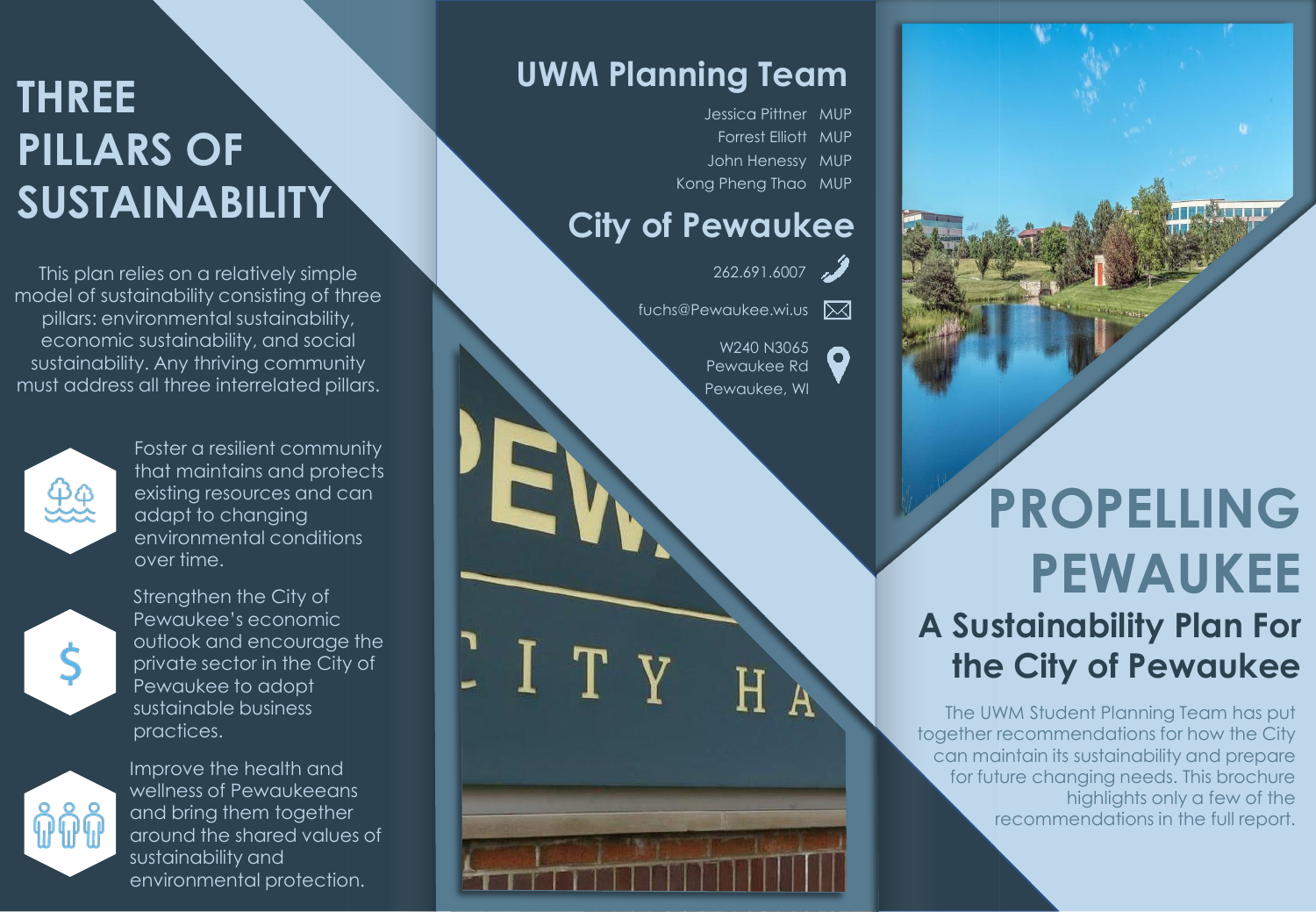# THREE PILLARS OF SUSTAINABILITY

This plan relies on a relatively simple model of sustainability consisting of three pillars: environmental sustainability, economic sustainability, and social sustainability. Any thriving community must address all three interrelated pillars.

Foster a resilient community that maintains and protects existing resources and can adapt to changing environmental conditions over time.

Strengthen the City of Pewaukee's economic outlook and encourage the private sector in the City of Pewaukee to adopt sustainable business practices.

Improve the health and wellness of Pewaukeeans and bring them together around the shared values of sustainability and environmental protection.

## UWM Planning Team

Jessica Pittner MUP
Forrest Elliott MUP
John Henessy MUP
Kong Pheng Thao MUP

## City of Pewaukee

262.691.6007

fuchs@Pewaukee.wi.us

W240 N3065
Pewaukee Rd
Pewaukee, WI

# PROPELLING PEWAUKEE

## A Sustainability Plan For the City of Pewaukee

The UWM Student Planning Team has put together recommendations for how the City can maintain its sustainability and prepare for future changing needs. This brochure highlights only a few of the recommendations in the full report.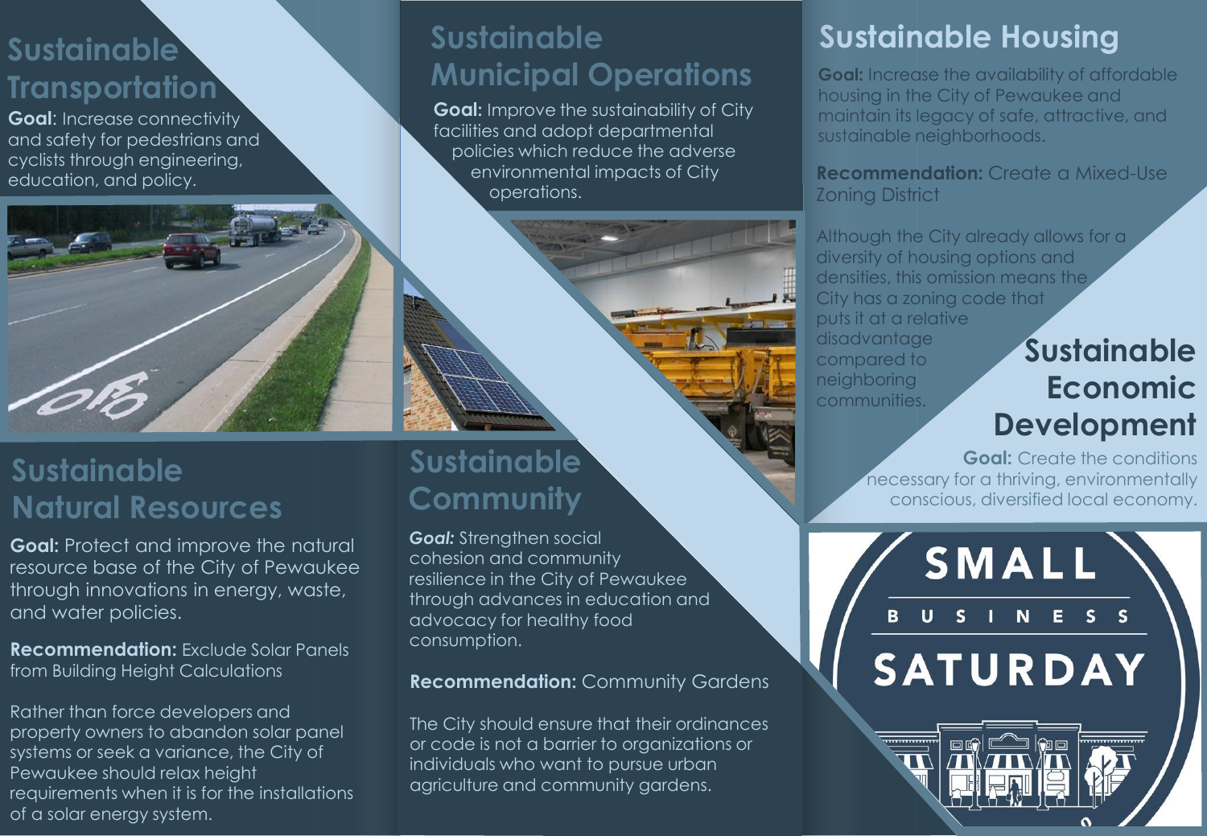## Sustainable Transportation

**Goal**: Increase connectivity and safety for pedestrians and cyclists through engineering, education, and policy.

## Sustainable Municipal Operations

**Goal:** Improve the sustainability of City facilities and adopt departmental policies which reduce the adverse environmental impacts of City operations.

## Sustainable Housing

**Goal:** Increase the availability of affordable housing in the City of Pewaukee and maintain its legacy of safe, attractive, and sustainable neighborhoods.

**Recommendation:** Create a Mixed-Use Zoning District

Although the City already allows for a diversity of housing options and densities, this omission means the City has a zoning code that puts it at a relative disadvantage compared to neighboring communities.

## Sustainable Natural Resources

**Goal:** Protect and improve the natural resource base of the City of Pewaukee through innovations in energy, waste, and water policies.

**Recommendation:** Exclude Solar Panels from Building Height Calculations

Rather than force developers and property owners to abandon solar panel systems or seek a variance, the City of Pewaukee should relax height requirements when it is for the installations of a solar energy system.

## Sustainable Community

***Goal:*** Strengthen social cohesion and community resilience in the City of Pewaukee through advances in education and advocacy for healthy food consumption.

**Recommendation:** Community Gardens

The City should ensure that their ordinances or code is not a barrier to organizations or individuals who want to pursue urban agriculture and community gardens.

## Sustainable Economic Development

**Goal:** Create the conditions necessary for a thriving, environmentally conscious, diversified local economy.

SMALL BUSINESS SATURDAY